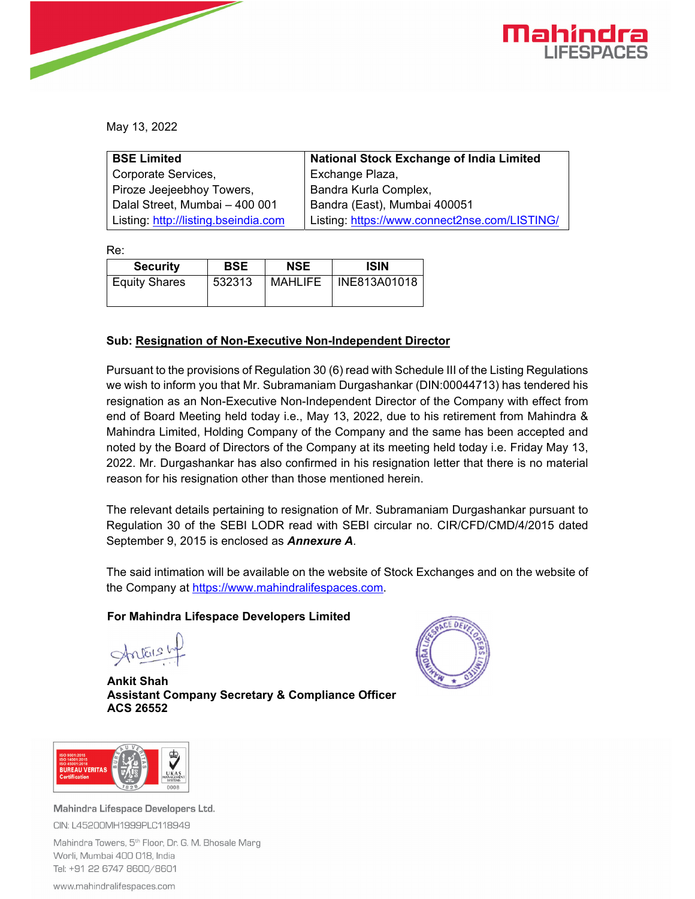May 13, 2022

| **BSE Limited** | **National Stock Exchange of India Limited** |
|---|---|
| Corporate Services, | Exchange Plaza, |
| Piroze Jeejeebhoy Towers, | Bandra Kurla Complex, |
| Dalal Street, Mumbai – 400 001 | Bandra (East), Mumbai 400051 |
| Listing: http://listing.bseindia.com | Listing: https://www.connect2nse.com/LISTING/ |

Re:

| Security | BSE | NSE | ISIN |
|---|---|---|---|
| Equity Shares | 532313 | MAHLIFE | INE813A01018 |

**Sub: Resignation of Non-Executive Non-Independent Director**

Pursuant to the provisions of Regulation 30 (6) read with Schedule III of the Listing Regulations we wish to inform you that Mr. Subramaniam Durgashankar (DIN:00044713) has tendered his resignation as an Non-Executive Non-Independent Director of the Company with effect from end of Board Meeting held today i.e., May 13, 2022, due to his retirement from Mahindra & Mahindra Limited, Holding Company of the Company and the same has been accepted and noted by the Board of Directors of the Company at its meeting held today i.e. Friday May 13, 2022. Mr. Durgashankar has also confirmed in his resignation letter that there is no material reason for his resignation other than those mentioned herein.

The relevant details pertaining to resignation of Mr. Subramaniam Durgashankar pursuant to Regulation 30 of the SEBI LODR read with SEBI circular no. CIR/CFD/CMD/4/2015 dated September 9, 2015 is enclosed as ***Annexure A***.

The said intimation will be available on the website of Stock Exchanges and on the website of the Company at https://www.mahindralifespaces.com.

**For Mahindra Lifespace Developers Limited**

**Ankit Shah**
**Assistant Company Secretary & Compliance Officer**
**ACS 26552**

Mahindra Lifespace Developers Ltd.
CIN: L45200MH1999PLC118949
Mahindra Towers, 5th Floor, Dr. G. M. Bhosale Marg
Worli, Mumbai 400 018, India
Tel: +91 22 6747 8600/8601
www.mahindralifespaces.com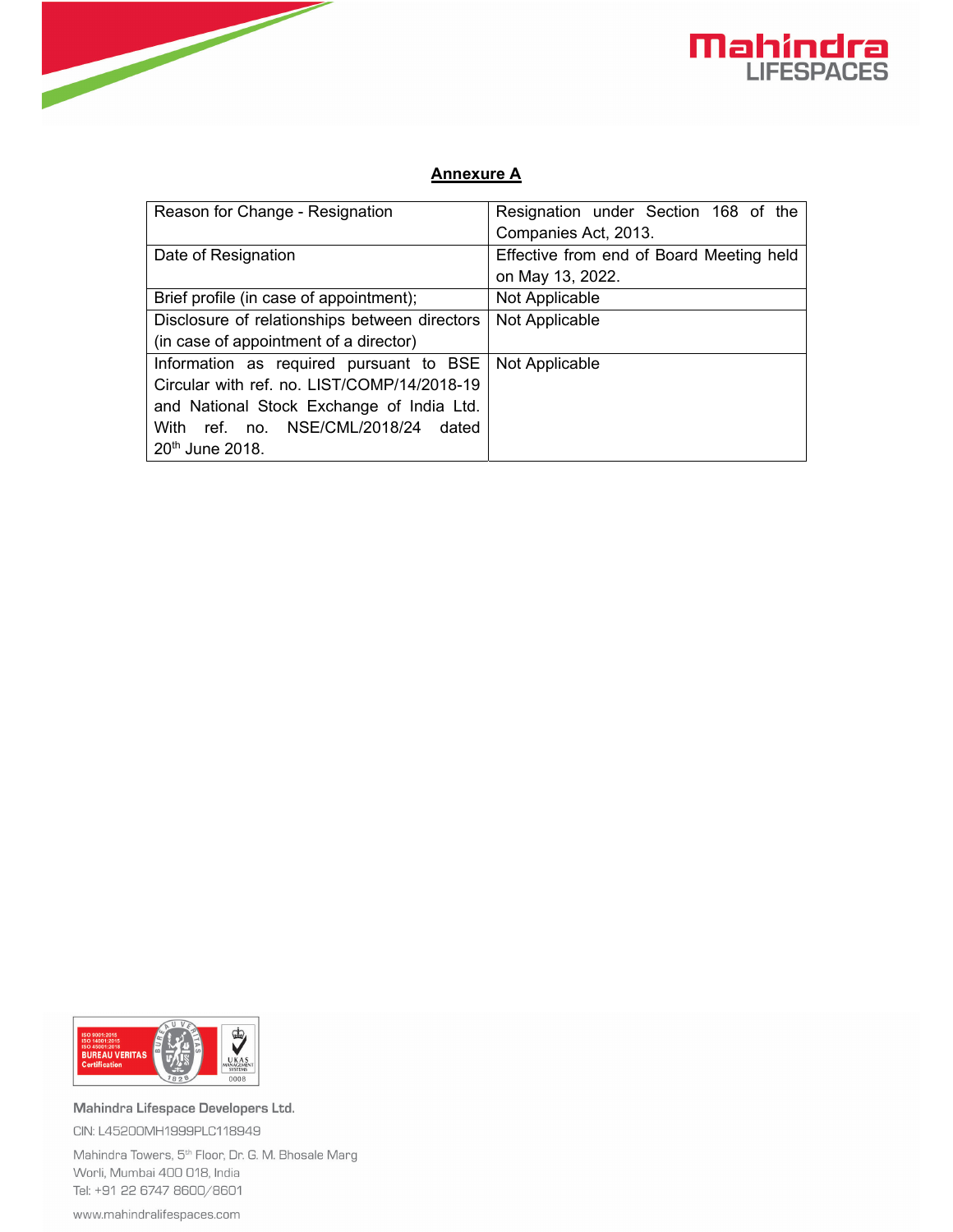## Annexure A

| | |
|---|---|
| Reason for Change - Resignation | Resignation under Section 168 of the Companies Act, 2013. |
| Date of Resignation | Effective from end of Board Meeting held on May 13, 2022. |
| Brief profile (in case of appointment); | Not Applicable |
| Disclosure of relationships between directors (in case of appointment of a director) | Not Applicable |
| Information as required pursuant to BSE Circular with ref. no. LIST/COMP/14/2018-19 and National Stock Exchange of India Ltd. With ref. no. NSE/CML/2018/24 dated 20th June 2018. | Not Applicable |

Mahindra Lifespace Developers Ltd.

CIN: L45200MH1999PLC118949

Mahindra Towers, 5th Floor, Dr. G. M. Bhosale Marg
Worli, Mumbai 400 018, India
Tel: +91 22 6747 8600/8601

www.mahindralifespaces.com